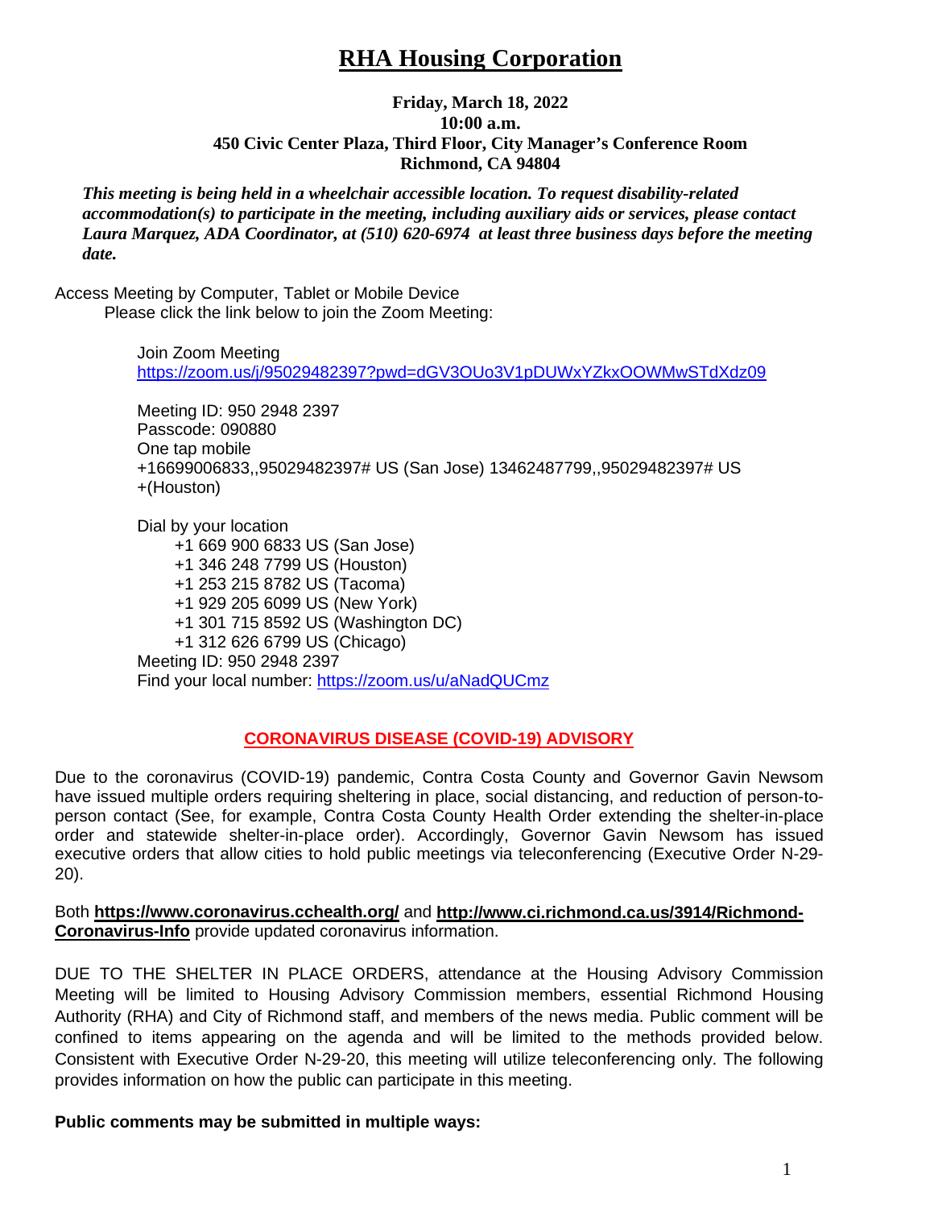# RHA Housing Corporation

**Friday, March 18, 2022**
**10:00 a.m.**
**450 Civic Center Plaza, Third Floor, City Manager's Conference Room**
**Richmond, CA 94804**

***This meeting is being held in a wheelchair accessible location. To request disability-related accommodation(s) to participate in the meeting, including auxiliary aids or services, please contact Laura Marquez, ADA Coordinator, at (510) 620-6974 at least three business days before the meeting date.***

Access Meeting by Computer, Tablet or Mobile Device
Please click the link below to join the Zoom Meeting:

Join Zoom Meeting
https://zoom.us/j/95029482397?pwd=dGV3OUo3V1pDUWxYZkxOOWMwSTdXdz09

Meeting ID: 950 2948 2397
Passcode: 090880
One tap mobile
+16699006833,,95029482397# US (San Jose) 13462487799,,95029482397# US +(Houston)

Dial by your location
- +1 669 900 6833 US (San Jose)
- +1 346 248 7799 US (Houston)
- +1 253 215 8782 US (Tacoma)
- +1 929 205 6099 US (New York)
- +1 301 715 8592 US (Washington DC)
- +1 312 626 6799 US (Chicago)

Meeting ID: 950 2948 2397
Find your local number: https://zoom.us/u/aNadQUCmz

**CORONAVIRUS DISEASE (COVID-19) ADVISORY**

Due to the coronavirus (COVID-19) pandemic, Contra Costa County and Governor Gavin Newsom have issued multiple orders requiring sheltering in place, social distancing, and reduction of person-to-person contact (See, for example, Contra Costa County Health Order extending the shelter-in-place order and statewide shelter-in-place order). Accordingly, Governor Gavin Newsom has issued executive orders that allow cities to hold public meetings via teleconferencing (Executive Order N-29-20).

Both **https://www.coronavirus.cchealth.org/** and **http://www.ci.richmond.ca.us/3914/Richmond-Coronavirus-Info** provide updated coronavirus information.

DUE TO THE SHELTER IN PLACE ORDERS, attendance at the Housing Advisory Commission Meeting will be limited to Housing Advisory Commission members, essential Richmond Housing Authority (RHA) and City of Richmond staff, and members of the news media. Public comment will be confined to items appearing on the agenda and will be limited to the methods provided below. Consistent with Executive Order N-29-20, this meeting will utilize teleconferencing only. The following provides information on how the public can participate in this meeting.

**Public comments may be submitted in multiple ways:**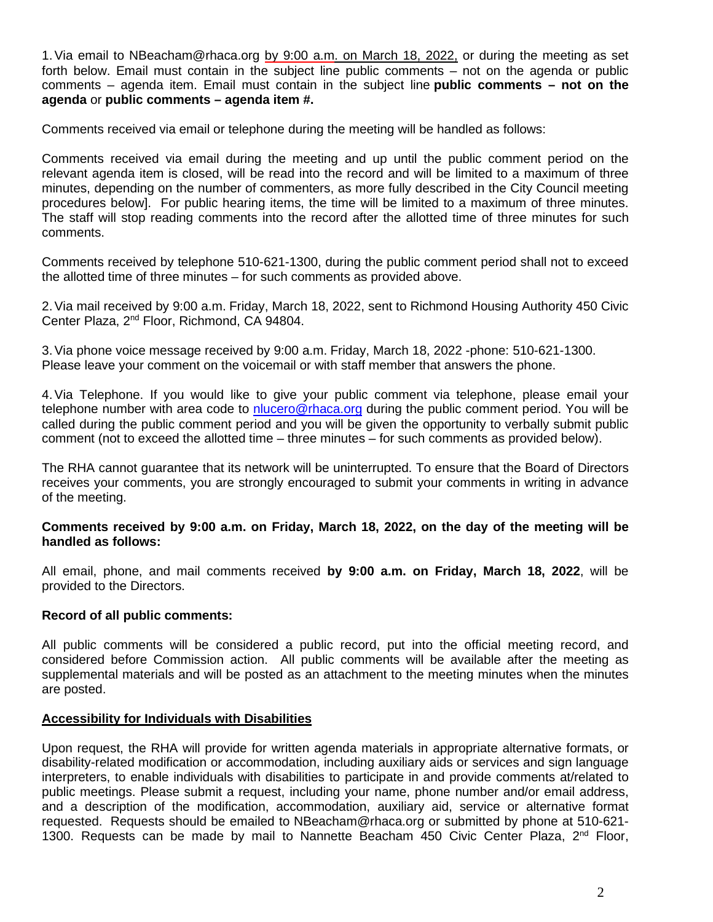1. Via email to NBeacham@rhaca.org by 9:00 a.m. on March 18, 2022, or during the meeting as set forth below. Email must contain in the subject line public comments – not on the agenda or public comments – agenda item. Email must contain in the subject line **public comments – not on the agenda** or **public comments – agenda item #.**

Comments received via email or telephone during the meeting will be handled as follows:

Comments received via email during the meeting and up until the public comment period on the relevant agenda item is closed, will be read into the record and will be limited to a maximum of three minutes, depending on the number of commenters, as more fully described in the City Council meeting procedures below]. For public hearing items, the time will be limited to a maximum of three minutes. The staff will stop reading comments into the record after the allotted time of three minutes for such comments.

Comments received by telephone 510-621-1300, during the public comment period shall not to exceed the allotted time of three minutes – for such comments as provided above.

2. Via mail received by 9:00 a.m. Friday, March 18, 2022, sent to Richmond Housing Authority 450 Civic Center Plaza, 2nd Floor, Richmond, CA 94804.

3. Via phone voice message received by 9:00 a.m. Friday, March 18, 2022 -phone: 510-621-1300. Please leave your comment on the voicemail or with staff member that answers the phone.

4. Via Telephone. If you would like to give your public comment via telephone, please email your telephone number with area code to nlucero@rhaca.org during the public comment period. You will be called during the public comment period and you will be given the opportunity to verbally submit public comment (not to exceed the allotted time – three minutes – for such comments as provided below).

The RHA cannot guarantee that its network will be uninterrupted. To ensure that the Board of Directors receives your comments, you are strongly encouraged to submit your comments in writing in advance of the meeting.

**Comments received by 9:00 a.m. on Friday, March 18, 2022, on the day of the meeting will be handled as follows:**

All email, phone, and mail comments received **by 9:00 a.m. on Friday, March 18, 2022**, will be provided to the Directors.

**Record of all public comments:**

All public comments will be considered a public record, put into the official meeting record, and considered before Commission action. All public comments will be available after the meeting as supplemental materials and will be posted as an attachment to the meeting minutes when the minutes are posted.

**Accessibility for Individuals with Disabilities**

Upon request, the RHA will provide for written agenda materials in appropriate alternative formats, or disability-related modification or accommodation, including auxiliary aids or services and sign language interpreters, to enable individuals with disabilities to participate in and provide comments at/related to public meetings. Please submit a request, including your name, phone number and/or email address, and a description of the modification, accommodation, auxiliary aid, service or alternative format requested. Requests should be emailed to NBeacham@rhaca.org or submitted by phone at 510-621-1300. Requests can be made by mail to Nannette Beacham 450 Civic Center Plaza, 2nd Floor,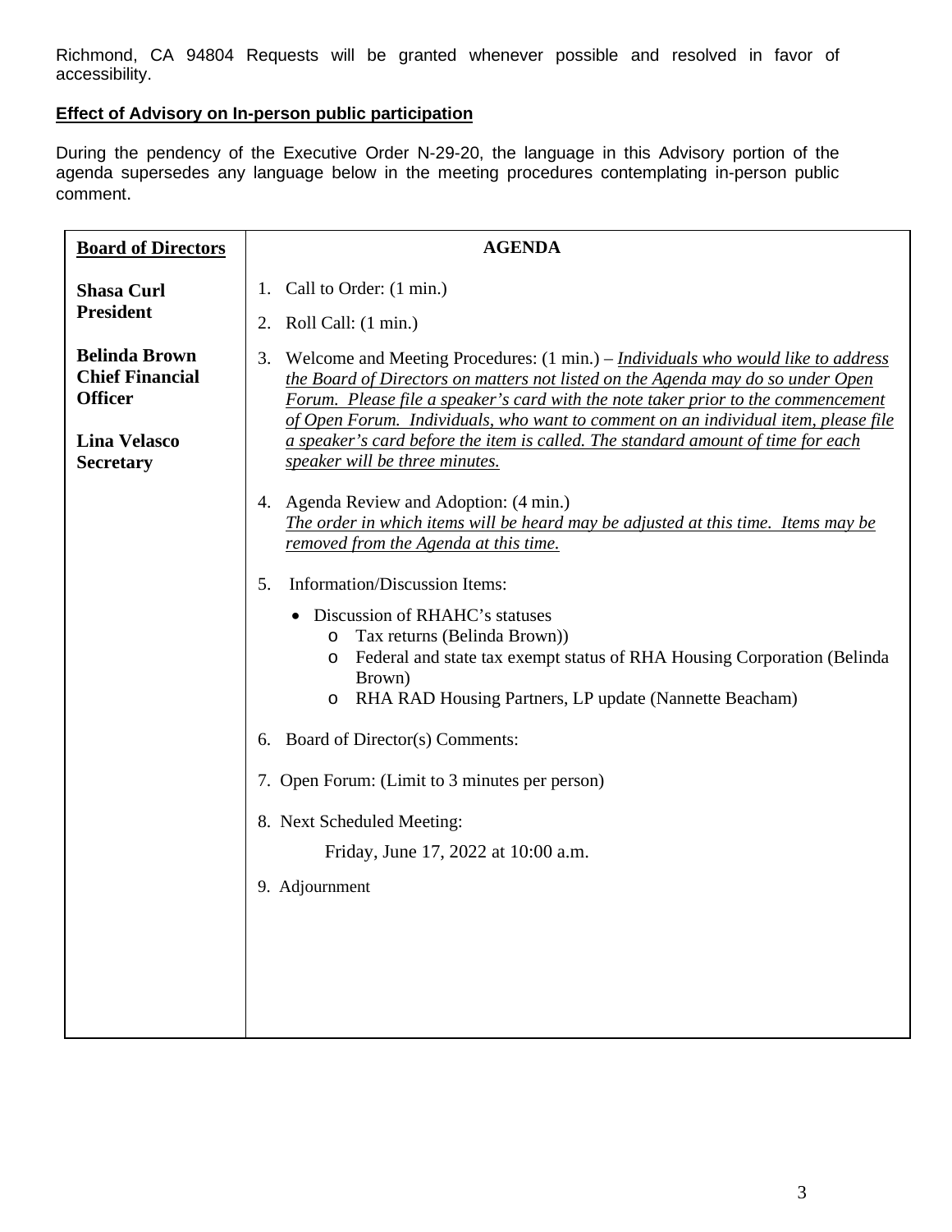Richmond, CA 94804 Requests will be granted whenever possible and resolved in favor of accessibility.

**Effect of Advisory on In-person public participation**

During the pendency of the Executive Order N-29-20, the language in this Advisory portion of the agenda supersedes any language below in the meeting procedures contemplating in-person public comment.

| **Board of Directors** | **AGENDA** |
|---|---|
| **Shasa Curl**<br>**President**<br><br>**Belinda Brown**<br>**Chief Financial Officer**<br><br>**Lina Velasco**<br>**Secretary** | 1. Call to Order: (1 min.)<br>2. Roll Call: (1 min.)<br>3. Welcome and Meeting Procedures: (1 min.) – *Individuals who would like to address the Board of Directors on matters not listed on the Agenda may do so under Open Forum. Please file a speaker's card with the note taker prior to the commencement of Open Forum. Individuals, who want to comment on an individual item, please file a speaker's card before the item is called. The standard amount of time for each speaker will be three minutes.*<br>4. Agenda Review and Adoption: (4 min.)<br>*The order in which items will be heard may be adjusted at this time. Items may be removed from the Agenda at this time.*<br>5. Information/Discussion Items:<br>• Discussion of RHAHC's statuses<br>o Tax returns (Belinda Brown))<br>o Federal and state tax exempt status of RHA Housing Corporation (Belinda Brown)<br>o RHA RAD Housing Partners, LP update (Nannette Beacham)<br>6. Board of Director(s) Comments:<br>7. Open Forum: (Limit to 3 minutes per person)<br>8. Next Scheduled Meeting:<br>Friday, June 17, 2022 at 10:00 a.m.<br>9. Adjournment |